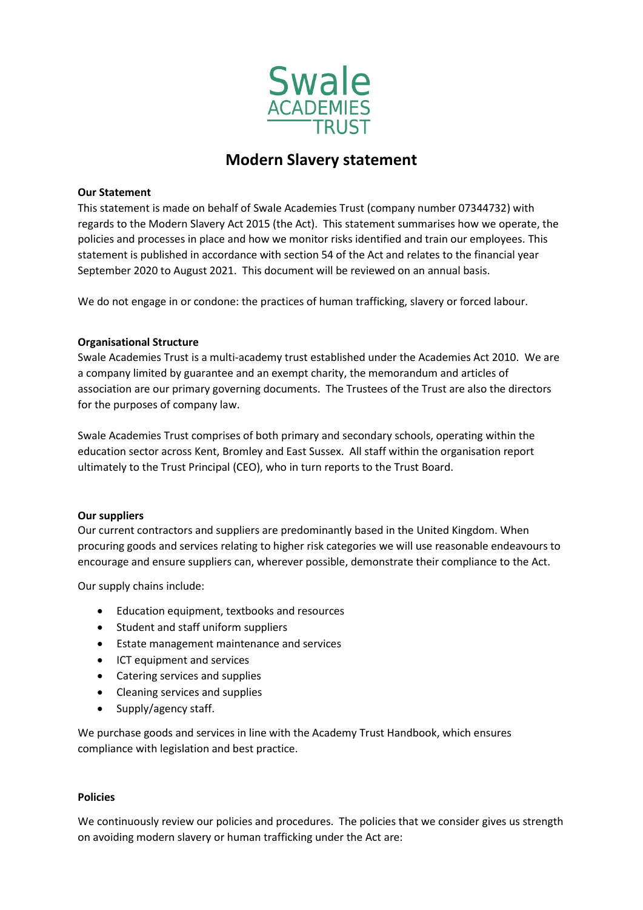Swale
ACADEMIES
TRUST

# Modern Slavery statement

**Our Statement**

This statement is made on behalf of Swale Academies Trust (company number 07344732) with regards to the Modern Slavery Act 2015 (the Act). This statement summarises how we operate, the policies and processes in place and how we monitor risks identified and train our employees. This statement is published in accordance with section 54 of the Act and relates to the financial year September 2020 to August 2021. This document will be reviewed on an annual basis.

We do not engage in or condone: the practices of human trafficking, slavery or forced labour.

**Organisational Structure**

Swale Academies Trust is a multi-academy trust established under the Academies Act 2010. We are a company limited by guarantee and an exempt charity, the memorandum and articles of association are our primary governing documents. The Trustees of the Trust are also the directors for the purposes of company law.

Swale Academies Trust comprises of both primary and secondary schools, operating within the education sector across Kent, Bromley and East Sussex. All staff within the organisation report ultimately to the Trust Principal (CEO), who in turn reports to the Trust Board.

**Our suppliers**

Our current contractors and suppliers are predominantly based in the United Kingdom. When procuring goods and services relating to higher risk categories we will use reasonable endeavours to encourage and ensure suppliers can, wherever possible, demonstrate their compliance to the Act.

Our supply chains include:

- Education equipment, textbooks and resources
- Student and staff uniform suppliers
- Estate management maintenance and services
- ICT equipment and services
- Catering services and supplies
- Cleaning services and supplies
- Supply/agency staff.

We purchase goods and services in line with the Academy Trust Handbook, which ensures compliance with legislation and best practice.

**Policies**

We continuously review our policies and procedures. The policies that we consider gives us strength on avoiding modern slavery or human trafficking under the Act are: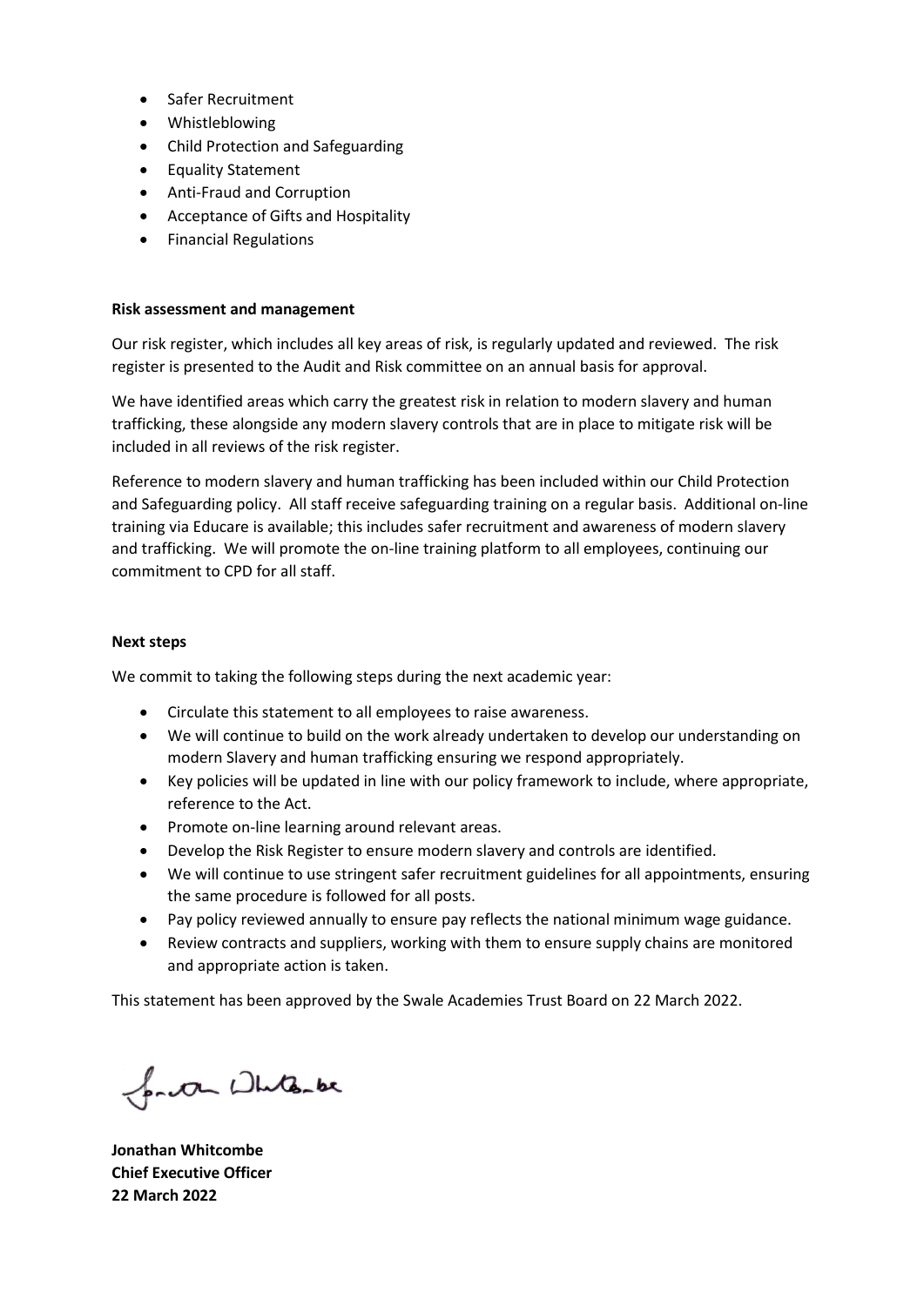- Safer Recruitment
- Whistleblowing
- Child Protection and Safeguarding
- Equality Statement
- Anti-Fraud and Corruption
- Acceptance of Gifts and Hospitality
- Financial Regulations

**Risk assessment and management**

Our risk register, which includes all key areas of risk, is regularly updated and reviewed. The risk register is presented to the Audit and Risk committee on an annual basis for approval.

We have identified areas which carry the greatest risk in relation to modern slavery and human trafficking, these alongside any modern slavery controls that are in place to mitigate risk will be included in all reviews of the risk register.

Reference to modern slavery and human trafficking has been included within our Child Protection and Safeguarding policy. All staff receive safeguarding training on a regular basis. Additional on-line training via Educare is available; this includes safer recruitment and awareness of modern slavery and trafficking. We will promote the on-line training platform to all employees, continuing our commitment to CPD for all staff.

**Next steps**

We commit to taking the following steps during the next academic year:

- Circulate this statement to all employees to raise awareness.
- We will continue to build on the work already undertaken to develop our understanding on modern Slavery and human trafficking ensuring we respond appropriately.
- Key policies will be updated in line with our policy framework to include, where appropriate, reference to the Act.
- Promote on-line learning around relevant areas.
- Develop the Risk Register to ensure modern slavery and controls are identified.
- We will continue to use stringent safer recruitment guidelines for all appointments, ensuring the same procedure is followed for all posts.
- Pay policy reviewed annually to ensure pay reflects the national minimum wage guidance.
- Review contracts and suppliers, working with them to ensure supply chains are monitored and appropriate action is taken.

This statement has been approved by the Swale Academies Trust Board on 22 March 2022.

**Jonathan Whitcombe**
**Chief Executive Officer**
**22 March 2022**